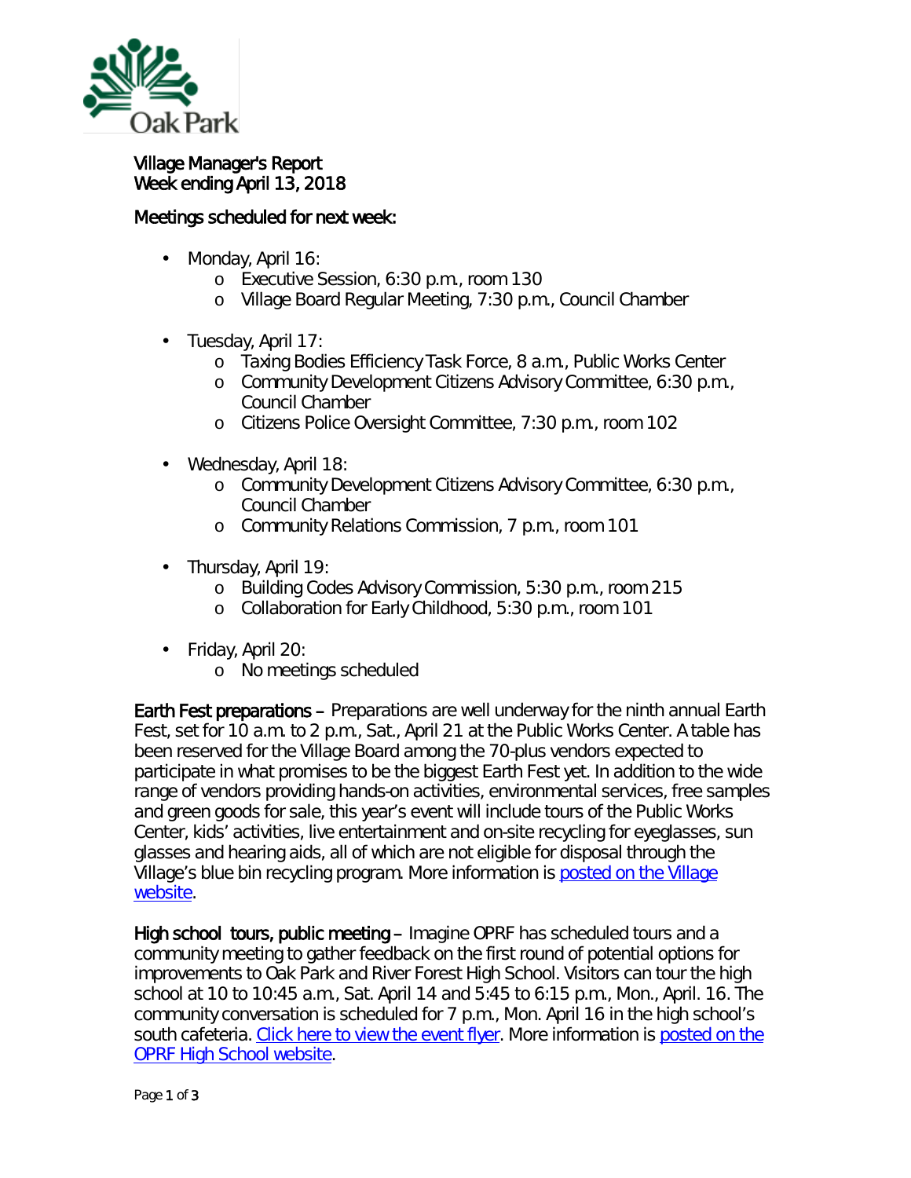Oak Park

# Village Manager's Report
## Week ending April 13, 2018

### Meetings scheduled for next week:

- Monday, April 16:
  - Executive Session, 6:30 p.m., room 130
  - Village Board Regular Meeting, 7:30 p.m., Council Chamber
- Tuesday, April 17:
  - Taxing Bodies Efficiency Task Force, 8 a.m., Public Works Center
  - Community Development Citizens Advisory Committee, 6:30 p.m., Council Chamber
  - Citizens Police Oversight Committee, 7:30 p.m., room 102
- Wednesday, April 18:
  - Community Development Citizens Advisory Committee, 6:30 p.m., Council Chamber
  - Community Relations Commission, 7 p.m., room 101
- Thursday, April 19:
  - Building Codes Advisory Commission, 5:30 p.m., room 215
  - Collaboration for Early Childhood, 5:30 p.m., room 101
- Friday, April 20:
  - No meetings scheduled

**Earth Fest preparations** – Preparations are well underway for the ninth annual Earth Fest, set for 10 a.m. to 2 p.m., Sat., April 21 at the Public Works Center. A table has been reserved for the Village Board among the 70-plus vendors expected to participate in what promises to be the biggest Earth Fest yet. In addition to the wide range of vendors providing hands-on activities, environmental services, free samples and green goods for sale, this year's event will include tours of the Public Works Center, kids' activities, live entertainment and on-site recycling for eyeglasses, sun glasses and hearing aids, all of which are not eligible for disposal through the Village's blue bin recycling program. More information is posted on the Village website.

**High school tours, public meeting** – Imagine OPRF has scheduled tours and a community meeting to gather feedback on the first round of potential options for improvements to Oak Park and River Forest High School. Visitors can tour the high school at 10 to 10:45 a.m., Sat. April 14 and 5:45 to 6:15 p.m., Mon., April. 16. The community conversation is scheduled for 7 p.m., Mon. April 16 in the high school's south cafeteria. Click here to view the event flyer. More information is posted on the OPRF High School website.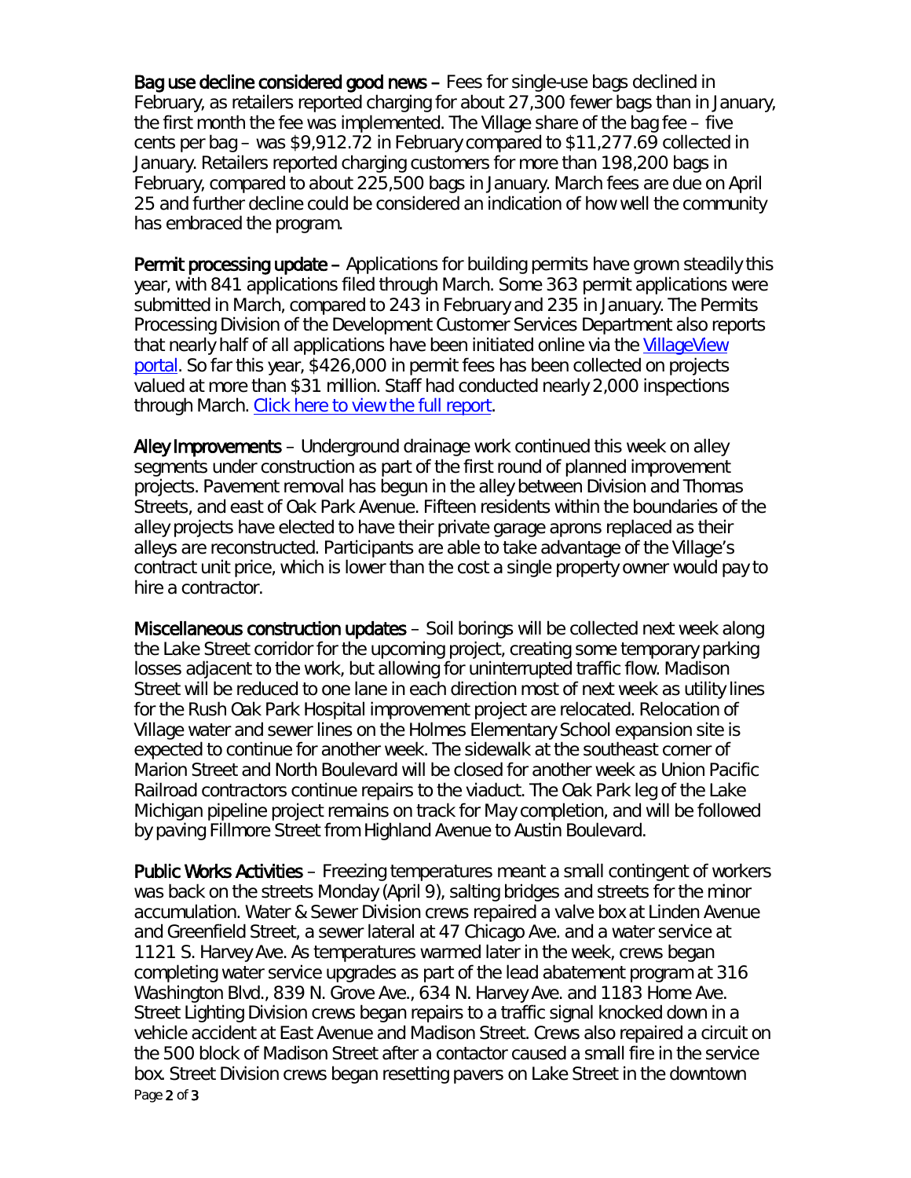**Bag use decline considered good news** – Fees for single-use bags declined in February, as retailers reported charging for about 27,300 fewer bags than in January, the first month the fee was implemented. The Village share of the bag fee – five cents per bag – was $9,912.72 in February compared to $11,277.69 collected in January. Retailers reported charging customers for more than 198,200 bags in February, compared to about 225,500 bags in January. March fees are due on April 25 and further decline could be considered an indication of how well the community has embraced the program.

**Permit processing update** – Applications for building permits have grown steadily this year, with 841 applications filed through March. Some 363 permit applications were submitted in March, compared to 243 in February and 235 in January. The Permits Processing Division of the Development Customer Services Department also reports that nearly half of all applications have been initiated online via the VillageView portal. So far this year, $426,000 in permit fees has been collected on projects valued at more than $31 million. Staff had conducted nearly 2,000 inspections through March. Click here to view the full report.

**Alley Improvements** – Underground drainage work continued this week on alley segments under construction as part of the first round of planned improvement projects. Pavement removal has begun in the alley between Division and Thomas Streets, and east of Oak Park Avenue. Fifteen residents within the boundaries of the alley projects have elected to have their private garage aprons replaced as their alleys are reconstructed. Participants are able to take advantage of the Village's contract unit price, which is lower than the cost a single property owner would pay to hire a contractor.

**Miscellaneous construction updates** – Soil borings will be collected next week along the Lake Street corridor for the upcoming project, creating some temporary parking losses adjacent to the work, but allowing for uninterrupted traffic flow. Madison Street will be reduced to one lane in each direction most of next week as utility lines for the Rush Oak Park Hospital improvement project are relocated. Relocation of Village water and sewer lines on the Holmes Elementary School expansion site is expected to continue for another week. The sidewalk at the southeast corner of Marion Street and North Boulevard will be closed for another week as Union Pacific Railroad contractors continue repairs to the viaduct. The Oak Park leg of the Lake Michigan pipeline project remains on track for May completion, and will be followed by paving Fillmore Street from Highland Avenue to Austin Boulevard.

**Public Works Activities** – Freezing temperatures meant a small contingent of workers was back on the streets Monday (April 9), salting bridges and streets for the minor accumulation. Water & Sewer Division crews repaired a valve box at Linden Avenue and Greenfield Street, a sewer lateral at 47 Chicago Ave. and a water service at 1121 S. Harvey Ave. As temperatures warmed later in the week, crews began completing water service upgrades as part of the lead abatement program at 316 Washington Blvd., 839 N. Grove Ave., 634 N. Harvey Ave. and 1183 Home Ave. Street Lighting Division crews began repairs to a traffic signal knocked down in a vehicle accident at East Avenue and Madison Street. Crews also repaired a circuit on the 500 block of Madison Street after a contactor caused a small fire in the service box. Street Division crews began resetting pavers on Lake Street in the downtown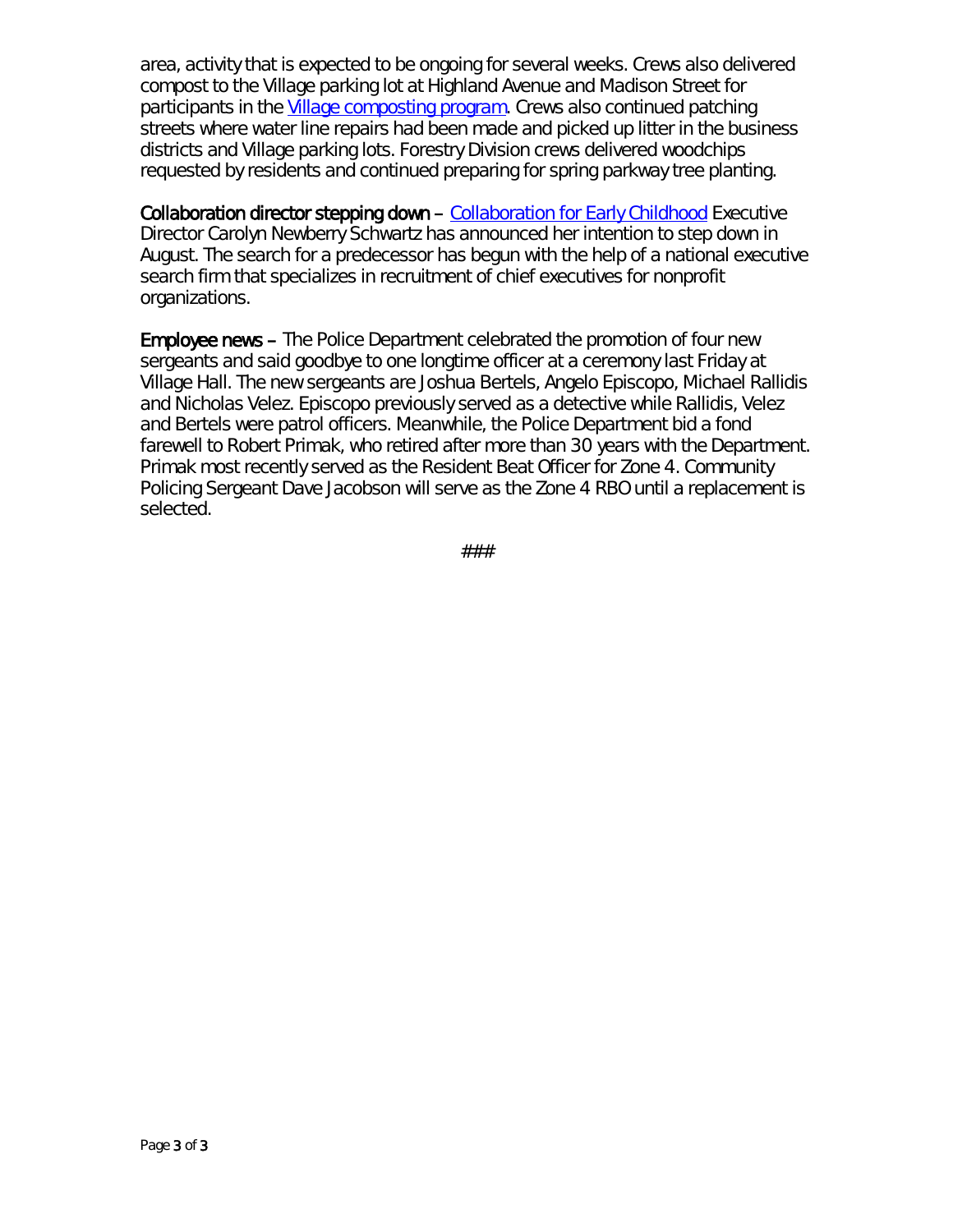area, activity that is expected to be ongoing for several weeks. Crews also delivered compost to the Village parking lot at Highland Avenue and Madison Street for participants in the Village composting program. Crews also continued patching streets where water line repairs had been made and picked up litter in the business districts and Village parking lots. Forestry Division crews delivered woodchips requested by residents and continued preparing for spring parkway tree planting.

**Collaboration director stepping down** – Collaboration for Early Childhood Executive Director Carolyn Newberry Schwartz has announced her intention to step down in August. The search for a predecessor has begun with the help of a national executive search firm that specializes in recruitment of chief executives for nonprofit organizations.

**Employee news** – The Police Department celebrated the promotion of four new sergeants and said goodbye to one longtime officer at a ceremony last Friday at Village Hall. The new sergeants are Joshua Bertels, Angelo Episcopo, Michael Rallidis and Nicholas Velez. Episcopo previously served as a detective while Rallidis, Velez and Bertels were patrol officers. Meanwhile, the Police Department bid a fond farewell to Robert Primak, who retired after more than 30 years with the Department. Primak most recently served as the Resident Beat Officer for Zone 4. Community Policing Sergeant Dave Jacobson will serve as the Zone 4 RBO until a replacement is selected.

###